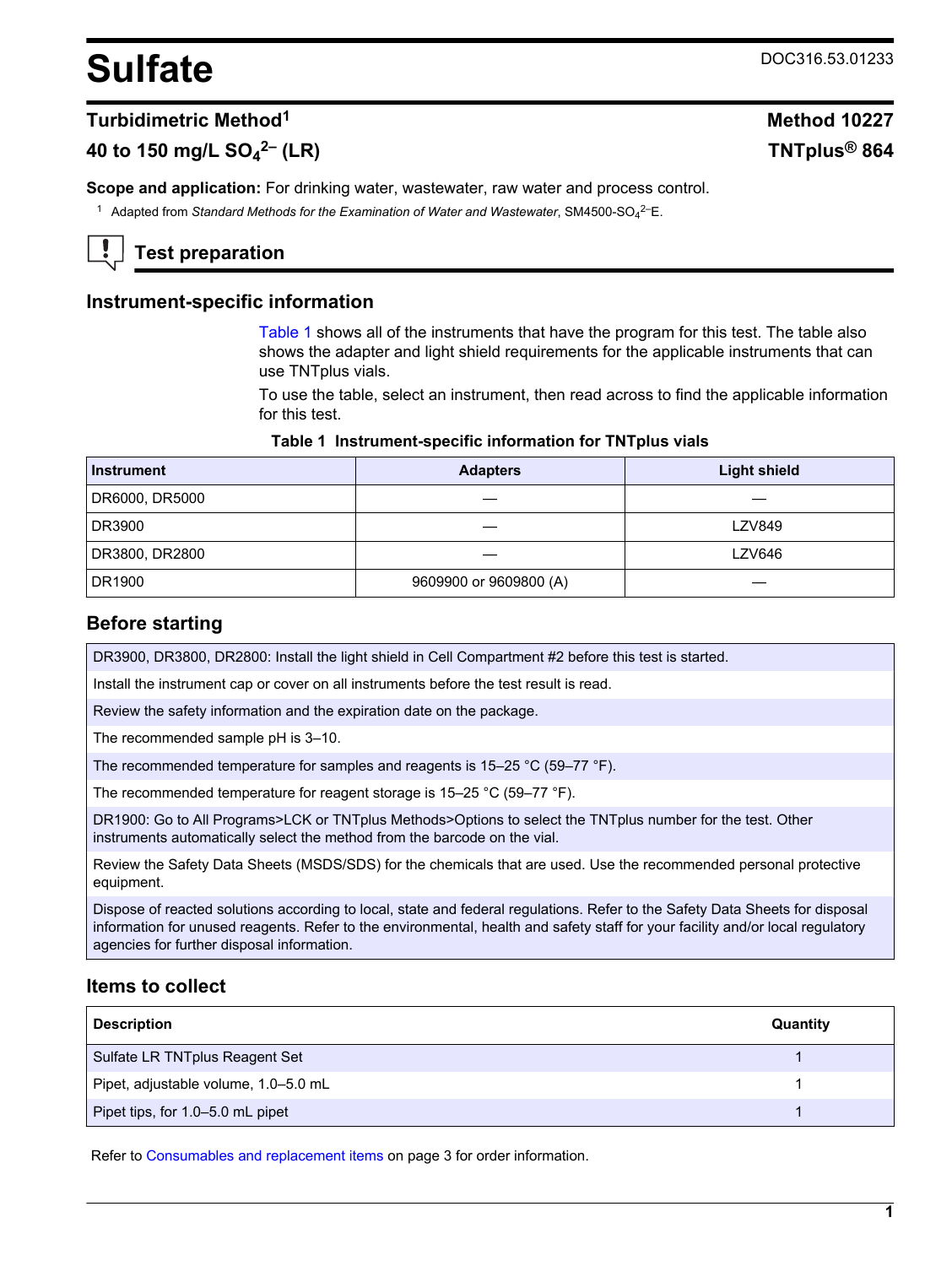# Sulfate

DOC316.53.01233

## Turbidimetric Method[1]

## 40 to 150 mg/L $SO_4^{2-}$ (LR)

**Method 10227**

**TNTplus® 864**

**Scope and application:** For drinking water, wastewater, raw water and process control.

[1] Adapted from *Standard Methods for the Examination of Water and Wastewater*, SM4500-$SO_4^{2-}$E.

## Test preparation

### Instrument-specific information

Table 1 shows all of the instruments that have the program for this test. The table also shows the adapter and light shield requirements for the applicable instruments that can use TNTplus vials.

To use the table, select an instrument, then read across to find the applicable information for this test.

**Table 1 Instrument-specific information for TNTplus vials**

| Instrument | Adapters | Light shield |
|---|---|---|
| DR6000, DR5000 | — | — |
| DR3900 | — | LZV849 |
| DR3800, DR2800 | — | LZV646 |
| DR1900 | 9609900 or 9609800 (A) | — |

### Before starting

| |
|---|
| DR3900, DR3800, DR2800: Install the light shield in Cell Compartment #2 before this test is started. |
| Install the instrument cap or cover on all instruments before the test result is read. |
| Review the safety information and the expiration date on the package. |
| The recommended sample pH is 3–10. |
| The recommended temperature for samples and reagents is 15–25 °C (59–77 °F). |
| The recommended temperature for reagent storage is 15–25 °C (59–77 °F). |
| DR1900: Go to All Programs>LCK or TNTplus Methods>Options to select the TNTplus number for the test. Other instruments automatically select the method from the barcode on the vial. |
| Review the Safety Data Sheets (MSDS/SDS) for the chemicals that are used. Use the recommended personal protective equipment. |
| Dispose of reacted solutions according to local, state and federal regulations. Refer to the Safety Data Sheets for disposal information for unused reagents. Refer to the environmental, health and safety staff for your facility and/or local regulatory agencies for further disposal information. |

### Items to collect

| Description | Quantity |
|---|---|
| Sulfate LR TNTplus Reagent Set | 1 |
| Pipet, adjustable volume, 1.0–5.0 mL | 1 |
| Pipet tips, for 1.0–5.0 mL pipet | 1 |

Refer to Consumables and replacement items on page 3 for order information.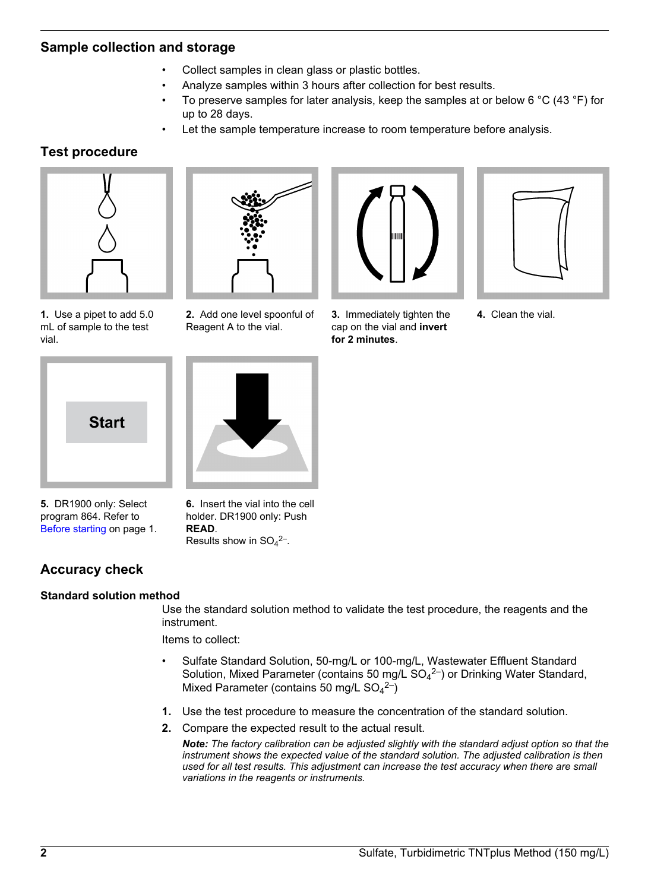## Sample collection and storage

- Collect samples in clean glass or plastic bottles.
- Analyze samples within 3 hours after collection for best results.
- To preserve samples for later analysis, keep the samples at or below 6 °C (43 °F) for up to 28 days.
- Let the sample temperature increase to room temperature before analysis.

## Test procedure

**1.** Use a pipet to add 5.0 mL of sample to the test vial.

**2.** Add one level spoonful of Reagent A to the vial.

**3.** Immediately tighten the cap on the vial and **invert for 2 minutes**.

**4.** Clean the vial.

**5.** DR1900 only: Select program 864. Refer to Before starting on page 1.

**6.** Insert the vial into the cell holder. DR1900 only: Push **READ**.
Results show in $SO_4^{2-}$.

## Accuracy check

### Standard solution method

Use the standard solution method to validate the test procedure, the reagents and the instrument.

Items to collect:

- Sulfate Standard Solution, 50-mg/L or 100-mg/L, Wastewater Effluent Standard Solution, Mixed Parameter (contains 50 mg/L $SO_4^{2-}$) or Drinking Water Standard, Mixed Parameter (contains 50 mg/L $SO_4^{2-}$)

1. Use the test procedure to measure the concentration of the standard solution.
2. Compare the expected result to the actual result.

   ***Note:*** *The factory calibration can be adjusted slightly with the standard adjust option so that the instrument shows the expected value of the standard solution. The adjusted calibration is then used for all test results. This adjustment can increase the test accuracy when there are small variations in the reagents or instruments.*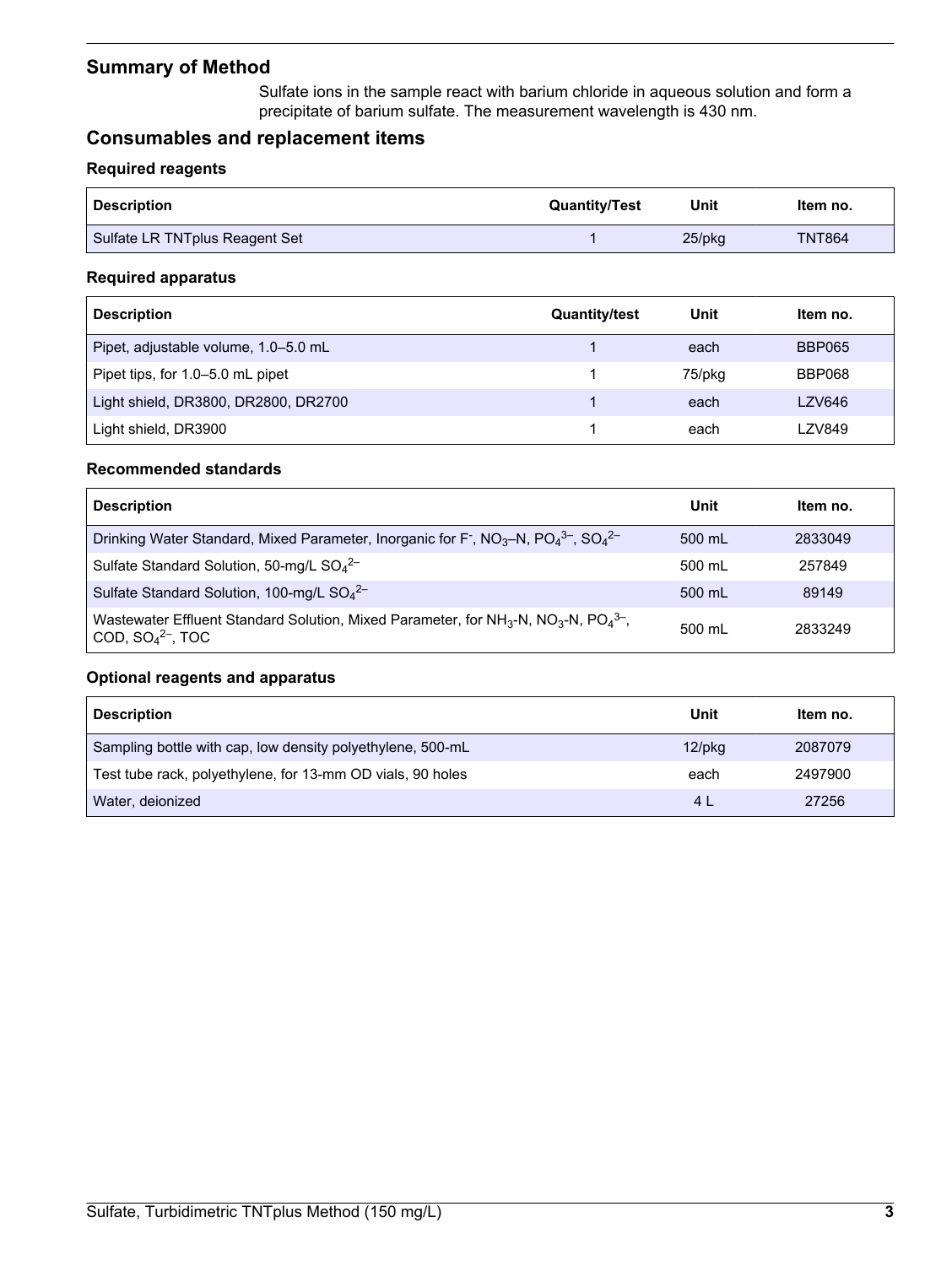## Summary of Method

Sulfate ions in the sample react with barium chloride in aqueous solution and form a precipitate of barium sulfate. The measurement wavelength is 430 nm.

## Consumables and replacement items

### Required reagents

| Description | Quantity/Test | Unit | Item no. |
| --- | --- | --- | --- |
| Sulfate LR TNTplus Reagent Set | 1 | 25/pkg | TNT864 |

### Required apparatus

| Description | Quantity/test | Unit | Item no. |
| --- | --- | --- | --- |
| Pipet, adjustable volume, 1.0–5.0 mL | 1 | each | BBP065 |
| Pipet tips, for 1.0–5.0 mL pipet | 1 | 75/pkg | BBP068 |
| Light shield, DR3800, DR2800, DR2700 | 1 | each | LZV646 |
| Light shield, DR3900 | 1 | each | LZV849 |

### Recommended standards

| Description | Unit | Item no. |
| --- | --- | --- |
| Drinking Water Standard, Mixed Parameter, Inorganic for $F^-$, $NO_3$–N, $PO_4^{3-}$, $SO_4^{2-}$ | 500 mL | 2833049 |
| Sulfate Standard Solution, 50-mg/L $SO_4^{2-}$ | 500 mL | 257849 |
| Sulfate Standard Solution, 100-mg/L $SO_4^{2-}$ | 500 mL | 89149 |
| Wastewater Effluent Standard Solution, Mixed Parameter, for $NH_3$-N, $NO_3$-N, $PO_4^{3-}$, COD, $SO_4^{2-}$, TOC | 500 mL | 2833249 |

### Optional reagents and apparatus

| Description | Unit | Item no. |
| --- | --- | --- |
| Sampling bottle with cap, low density polyethylene, 500-mL | 12/pkg | 2087079 |
| Test tube rack, polyethylene, for 13-mm OD vials, 90 holes | each | 2497900 |
| Water, deionized | 4 L | 27256 |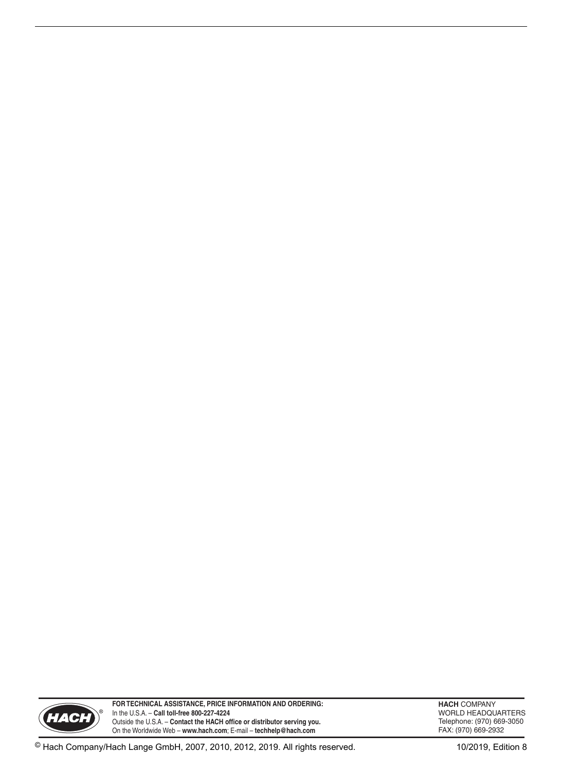**FOR TECHNICAL ASSISTANCE, PRICE INFORMATION AND ORDERING:**
In the U.S.A. – **Call toll-free 800-227-4224**
Outside the U.S.A. – **Contact the HACH office or distributor serving you.**
On the Worldwide Web – **www.hach.com**; E-mail – **techhelp@hach.com**

**HACH** COMPANY
WORLD HEADQUARTERS
Telephone: (970) 669-3050
FAX: (970) 669-2932

© Hach Company/Hach Lange GmbH, 2007, 2010, 2012, 2019. All rights reserved.

10/2019, Edition 8